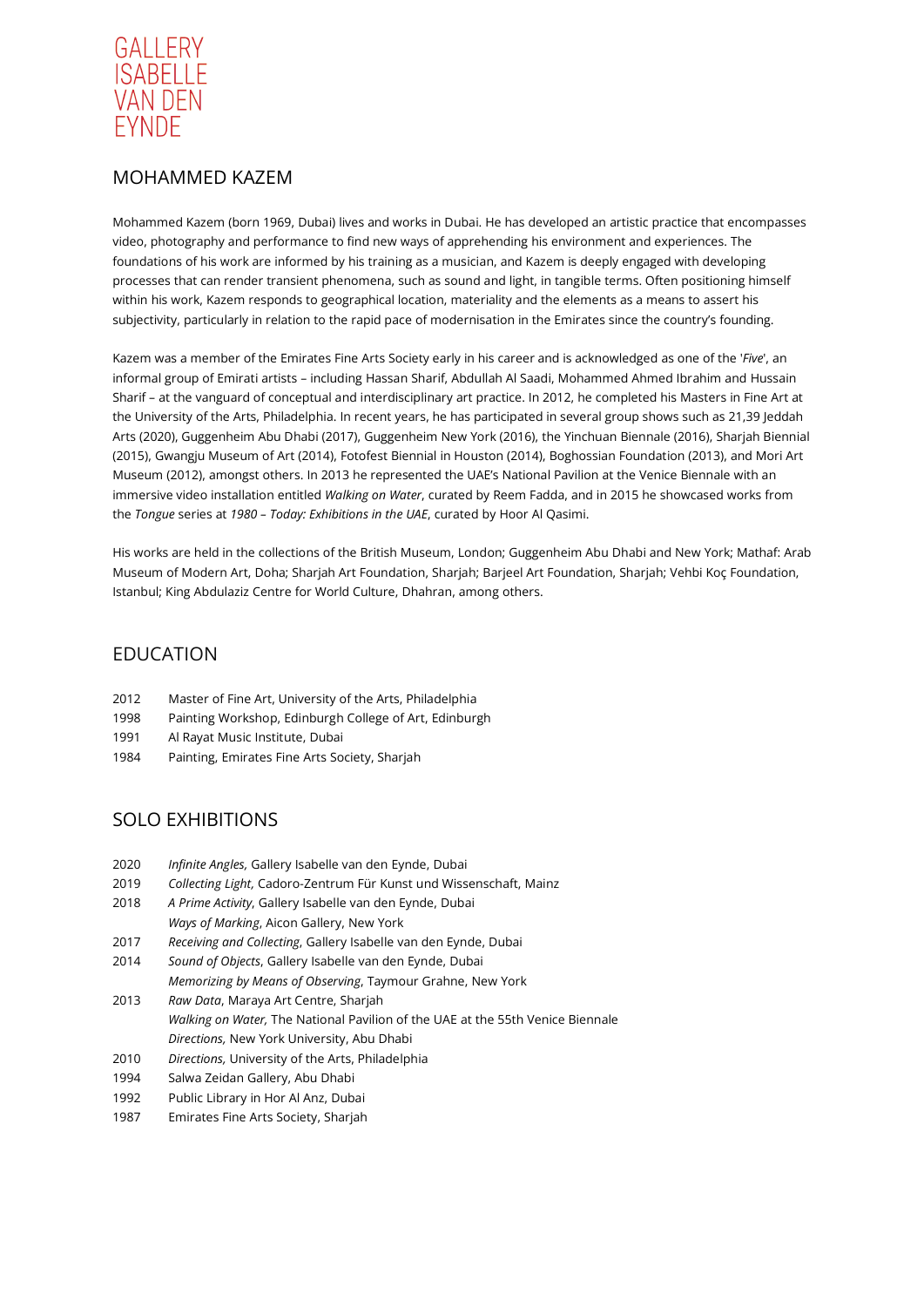GALLERY
ISABELLE
VAN DEN
EYNDE

# MOHAMMED KAZEM

Mohammed Kazem (born 1969, Dubai) lives and works in Dubai. He has developed an artistic practice that encompasses video, photography and performance to find new ways of apprehending his environment and experiences. The foundations of his work are informed by his training as a musician, and Kazem is deeply engaged with developing processes that can render transient phenomena, such as sound and light, in tangible terms. Often positioning himself within his work, Kazem responds to geographical location, materiality and the elements as a means to assert his subjectivity, particularly in relation to the rapid pace of modernisation in the Emirates since the country's founding.

Kazem was a member of the Emirates Fine Arts Society early in his career and is acknowledged as one of the '*Five*', an informal group of Emirati artists – including Hassan Sharif, Abdullah Al Saadi, Mohammed Ahmed Ibrahim and Hussain Sharif – at the vanguard of conceptual and interdisciplinary art practice. In 2012, he completed his Masters in Fine Art at the University of the Arts, Philadelphia. In recent years, he has participated in several group shows such as 21,39 Jeddah Arts (2020), Guggenheim Abu Dhabi (2017), Guggenheim New York (2016), the Yinchuan Biennale (2016), Sharjah Biennial (2015), Gwangju Museum of Art (2014), Fotofest Biennial in Houston (2014), Boghossian Foundation (2013), and Mori Art Museum (2012), amongst others. In 2013 he represented the UAE's National Pavilion at the Venice Biennale with an immersive video installation entitled *Walking on Water*, curated by Reem Fadda, and in 2015 he showcased works from the *Tongue* series at *1980 – Today: Exhibitions in the UAE*, curated by Hoor Al Qasimi.

His works are held in the collections of the British Museum, London; Guggenheim Abu Dhabi and New York; Mathaf: Arab Museum of Modern Art, Doha; Sharjah Art Foundation, Sharjah; Barjeel Art Foundation, Sharjah; Vehbi Koç Foundation, Istanbul; King Abdulaziz Centre for World Culture, Dhahran, among others.

## EDUCATION

2012 Master of Fine Art, University of the Arts, Philadelphia
1998 Painting Workshop, Edinburgh College of Art, Edinburgh
1991 Al Rayat Music Institute, Dubai
1984 Painting, Emirates Fine Arts Society, Sharjah

## SOLO EXHIBITIONS

2020 *Infinite Angles,* Gallery Isabelle van den Eynde, Dubai
2019 *Collecting Light*, Cadoro-Zentrum Für Kunst und Wissenschaft, Mainz
2018 *A Prime Activity*, Gallery Isabelle van den Eynde, Dubai
*Ways of Marking*, Aicon Gallery, New York
2017 *Receiving and Collecting*, Gallery Isabelle van den Eynde, Dubai
2014 *Sound of Objects*, Gallery Isabelle van den Eynde, Dubai
*Memorizing by Means of Observing*, Taymour Grahne, New York
2013 *Raw Data*, Maraya Art Centre, Sharjah
*Walking on Water,* The National Pavilion of the UAE at the 55th Venice Biennale
*Directions,* New York University, Abu Dhabi
2010 *Directions,* University of the Arts, Philadelphia
1994 Salwa Zeidan Gallery, Abu Dhabi
1992 Public Library in Hor Al Anz, Dubai
1987 Emirates Fine Arts Society, Sharjah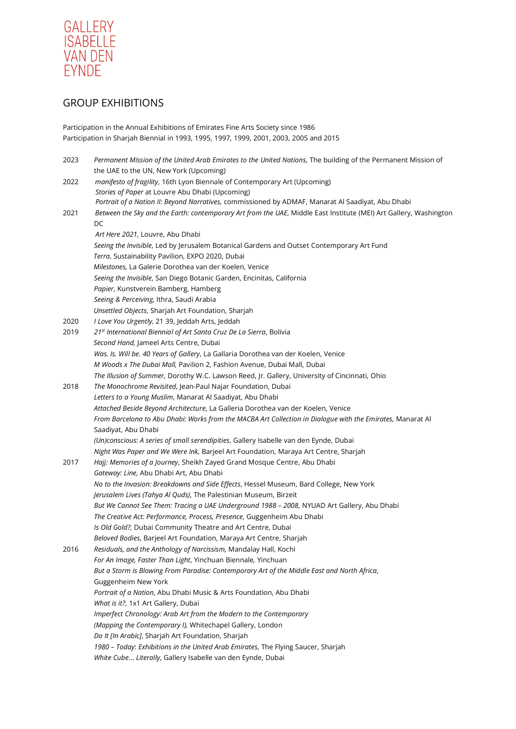GALLERY
ISABELLE
VAN DEN
EYNDE

## GROUP EXHIBITIONS

Participation in the Annual Exhibitions of Emirates Fine Arts Society since 1986
Participation in Sharjah Biennial in 1993, 1995, 1997, 1999, 2001, 2003, 2005 and 2015

2023 *Permanent Mission of the United Arab Emirates to the United Nations*, The building of the Permanent Mission of the UAE to the UN, New York (Upcoming)

2022 *manifesto of fragility*, 16th Lyon Biennale of Contemporary Art (Upcoming)
*Stories of Paper* at Louvre Abu Dhabi (Upcoming)
*Portrait of a Nation II: Beyond Narratives,* commissioned by ADMAF, Manarat Al Saadiyat, Abu Dhabi

2021 *Between the Sky and the Earth: contemporary Art from the UAE*, Middle East Institute (MEI) Art Gallery, Washington DC
*Art Here 2021,* Louvre, Abu Dhabi
*Seeing the Invisible*, Led by Jerusalem Botanical Gardens and Outset Contemporary Art Fund
*Terra*, Sustainability Pavilion, EXPO 2020, Dubai
*Milestones,* La Galerie Dorothea van der Koelen, Venice
*Seeing the Invisible*, San Diego Botanic Garden, Encinitas, California
*Papier*, Kunstverein Bamberg, Hamberg
*Seeing & Perceiving,* Ithra, Saudi Arabia
*Unsettled Objects*, Sharjah Art Foundation, Sharjah

2020 *I Love You Urgently,* 21 39, Jeddah Arts, Jeddah

2019 *21st International Biennial of Art Santa Cruz De La Sierra*, Bolivia
*Second Hand,* Jameel Arts Centre, Dubai
*Was. Is. Will be. 40 Years of Gallery*, La Gallaria Dorothea van der Koelen, Venice
*M Woods x The Dubai Mall,* Pavilion 2, Fashion Avenue, Dubai Mall, Dubai
*The Illusion of Summer,* Dorothy W.C. Lawson Reed, Jr. Gallery, University of Cincinnati, Ohio

2018 *The Monochrome Revisited*, Jean-Paul Najar Foundation, Dubai
*Letters to a Young Muslim*, Manarat Al Saadiyat, Abu Dhabi
*Attached Beside Beyond Architecture*, La Galleria Dorothea van der Koelen, Venice
*From Barcelona to Abu Dhabi: Works from the MACBA Art Collection in Dialogue with the Emirates,* Manarat Al Saadiyat, Abu Dhabi
*(Un)conscious*: *A series of small serendipities*, Gallery Isabelle van den Eynde, Dubai
*Night Was Paper and We Were Ink,* Barjeel Art Foundation, Maraya Art Centre, Sharjah

2017 *Hajj: Memories of a Journey*, Sheikh Zayed Grand Mosque Centre, Abu Dhabi
*Gateway: Line,* Abu Dhabi Art, Abu Dhabi
*No to the Invasion: Breakdowns and Side Effects*, Hessel Museum, Bard College, New York
*Jerusalem Lives (Tahya Al Quds)*, The Palestinian Museum, Birzeit
*But We Cannot See Them: Tracing a UAE Underground 1988 – 2008*, NYUAD Art Gallery, Abu Dhabi
*The Creative Act: Performance, Process, Presence*, Guggenheim Abu Dhabi
*Is Old Gold?,* Dubai Community Theatre and Art Centre, Dubai
*Beloved Bodies*, Barjeel Art Foundation, Maraya Art Centre, Sharjah

2016 *Residuals, and the Anthology of Narcissism,* Mandalay Hall, Kochi
*For An Image, Faster Than Light*, Yinchuan Biennale*,* Yinchuan
*But a Storm is Blowing From Paradise: Contemporary Art of the Middle East and North Africa*, Guggenheim New York
*Portrait of a Nation*, Abu Dhabi Music & Arts Foundation, Abu Dhabi
*What is it?*, 1x1 Art Gallery, Dubai
*Imperfect Chronology: Arab Art from the Modern to the Contemporary (Mapping the Contemporary I),* Whitechapel Gallery, London
*Do It [In Arabic]*, Sharjah Art Foundation, Sharjah
*1980 – Today*: *Exhibitions in the United Arab Emirates*, The Flying Saucer, Sharjah
*White Cube... Literally*, Gallery Isabelle van den Eynde, Dubai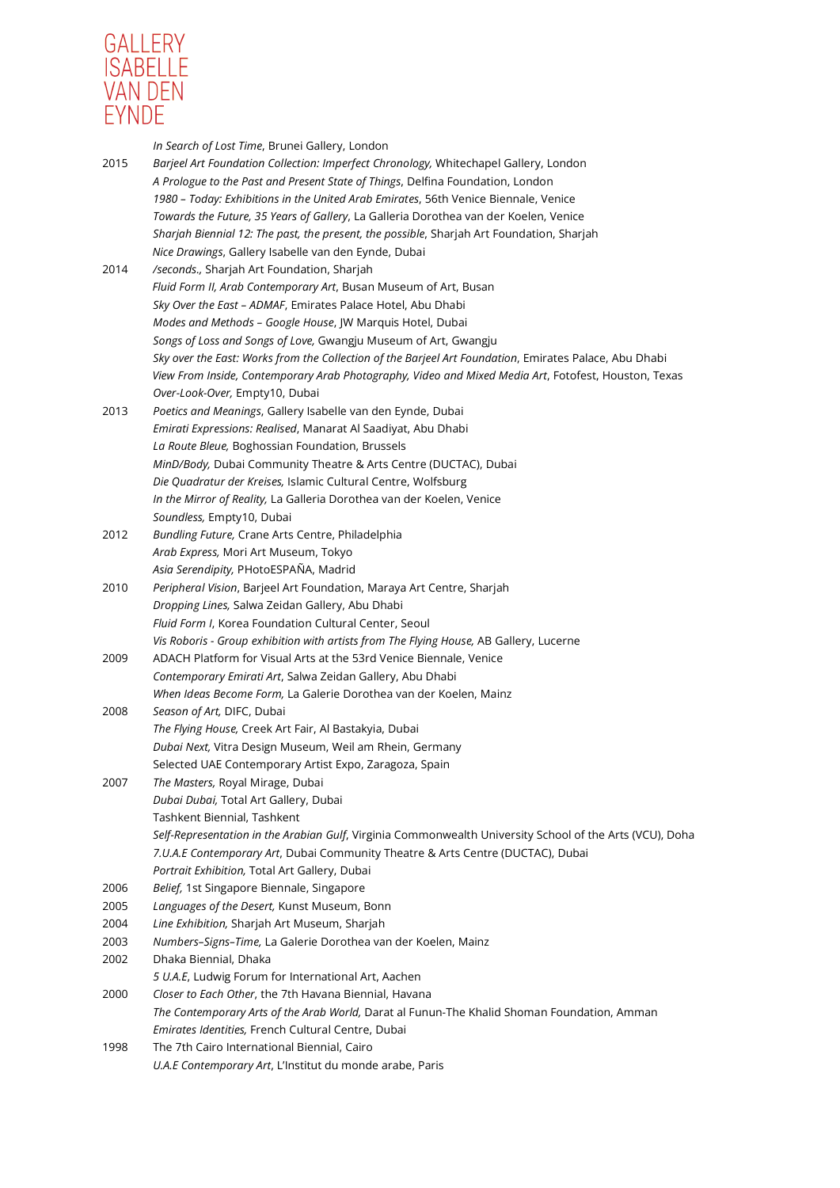*In Search of Lost Time*, Brunei Gallery, London

2015 *Barjeel Art Foundation Collection: Imperfect Chronology,* Whitechapel Gallery, London
*A Prologue to the Past and Present State of Things*, Delfina Foundation, London
*1980 – Today: Exhibitions in the United Arab Emirates*, 56th Venice Biennale, Venice
*Towards the Future, 35 Years of Gallery*, La Galleria Dorothea van der Koelen, Venice
*Sharjah Biennial 12: The past, the present, the possible*, Sharjah Art Foundation, Sharjah
*Nice Drawings*, Gallery Isabelle van den Eynde, Dubai

2014 */seconds.*, Sharjah Art Foundation, Sharjah
*Fluid Form II, Arab Contemporary Art*, Busan Museum of Art, Busan
*Sky Over the East – ADMAF*, Emirates Palace Hotel, Abu Dhabi
*Modes and Methods – Google House*, JW Marquis Hotel, Dubai
*Songs of Loss and Songs of Love,* Gwangju Museum of Art, Gwangju
*Sky over the East: Works from the Collection of the Barjeel Art Foundation*, Emirates Palace, Abu Dhabi
*View From Inside, Contemporary Arab Photography, Video and Mixed Media Art*, Fotofest, Houston, Texas
*Over-Look-Over,* Empty10, Dubai

2013 *Poetics and Meanings*, Gallery Isabelle van den Eynde, Dubai
*Emirati Expressions: Realised*, Manarat Al Saadiyat, Abu Dhabi
*La Route Bleue,* Boghossian Foundation, Brussels
*MinD/Body,* Dubai Community Theatre & Arts Centre (DUCTAC), Dubai
*Die Quadratur der Kreises,* Islamic Cultural Centre, Wolfsburg
*In the Mirror of Reality,* La Galleria Dorothea van der Koelen, Venice
*Soundless,* Empty10, Dubai

2012 *Bundling Future,* Crane Arts Centre, Philadelphia
*Arab Express,* Mori Art Museum, Tokyo
*Asia Serendipity,* PHotoESPAÑA, Madrid

2010 *Peripheral Vision*, Barjeel Art Foundation, Maraya Art Centre, Sharjah
*Dropping Lines,* Salwa Zeidan Gallery, Abu Dhabi
*Fluid Form I*, Korea Foundation Cultural Center, Seoul
*Vis Roboris - Group exhibition with artists from The Flying House,* AB Gallery, Lucerne

2009 ADACH Platform for Visual Arts at the 53rd Venice Biennale, Venice
*Contemporary Emirati Art*, Salwa Zeidan Gallery, Abu Dhabi
*When Ideas Become Form,* La Galerie Dorothea van der Koelen, Mainz

2008 *Season of Art,* DIFC, Dubai
*The Flying House,* Creek Art Fair, Al Bastakyia, Dubai
*Dubai Next,* Vitra Design Museum, Weil am Rhein, Germany
Selected UAE Contemporary Artist Expo, Zaragoza, Spain

2007 *The Masters,* Royal Mirage, Dubai
*Dubai Dubai,* Total Art Gallery, Dubai
Tashkent Biennial, Tashkent
*Self-Representation in the Arabian Gulf*, Virginia Commonwealth University School of the Arts (VCU), Doha
*7.U.A.E Contemporary Art*, Dubai Community Theatre & Arts Centre (DUCTAC), Dubai
*Portrait Exhibition,* Total Art Gallery, Dubai

2006 *Belief,* 1st Singapore Biennale, Singapore

2005 *Languages of the Desert,* Kunst Museum, Bonn

2004 *Line Exhibition,* Sharjah Art Museum, Sharjah

2003 *Numbers–Signs–Time,* La Galerie Dorothea van der Koelen, Mainz

2002 Dhaka Biennial, Dhaka
*5 U.A.E*, Ludwig Forum for International Art, Aachen

2000 *Closer to Each Other*, the 7th Havana Biennial, Havana
*The Contemporary Arts of the Arab World,* Darat al Funun-The Khalid Shoman Foundation, Amman
*Emirates Identities,* French Cultural Centre, Dubai

1998 The 7th Cairo International Biennial, Cairo
*U.A.E Contemporary Art*, L'Institut du monde arabe, Paris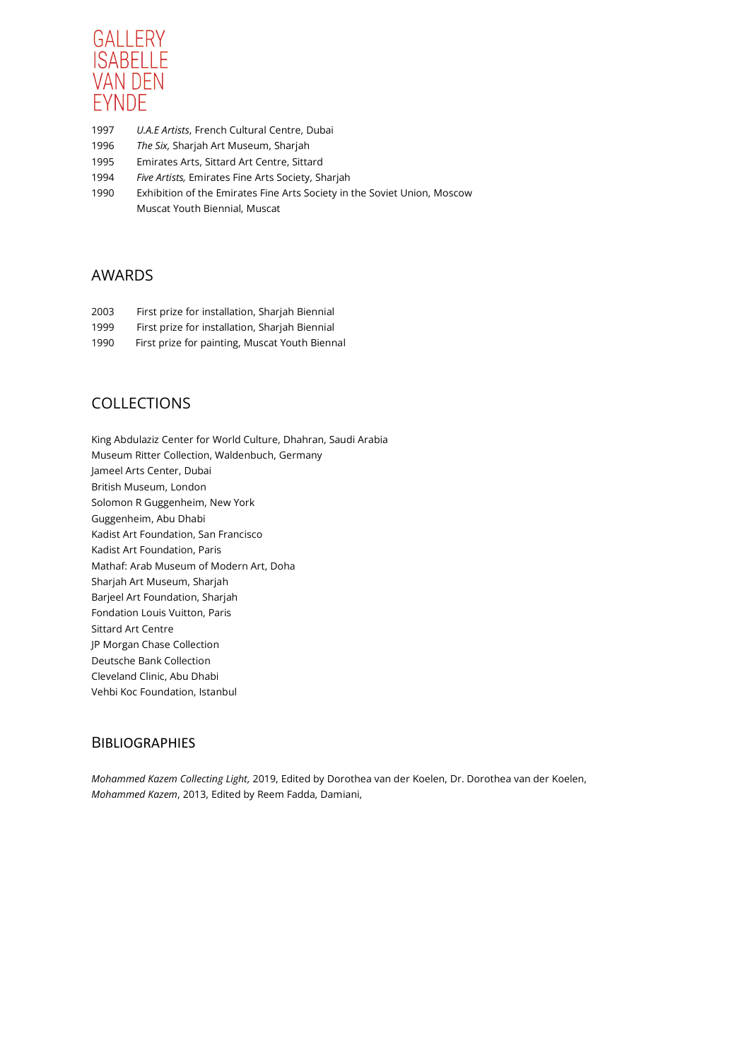1997 *U.A.E Artists*, French Cultural Centre, Dubai
1996 *The Six,* Sharjah Art Museum, Sharjah
1995 Emirates Arts, Sittard Art Centre, Sittard
1994 *Five Artists,* Emirates Fine Arts Society, Sharjah
1990 Exhibition of the Emirates Fine Arts Society in the Soviet Union, Moscow
Muscat Youth Biennial, Muscat

## AWARDS

2003 First prize for installation, Sharjah Biennial
1999 First prize for installation, Sharjah Biennial
1990 First prize for painting, Muscat Youth Biennal

## COLLECTIONS

King Abdulaziz Center for World Culture, Dhahran, Saudi Arabia
Museum Ritter Collection, Waldenbuch, Germany
Jameel Arts Center, Dubai
British Museum, London
Solomon R Guggenheim, New York
Guggenheim, Abu Dhabi
Kadist Art Foundation, San Francisco
Kadist Art Foundation, Paris
Mathaf: Arab Museum of Modern Art, Doha
Sharjah Art Museum, Sharjah
Barjeel Art Foundation, Sharjah
Fondation Louis Vuitton, Paris
Sittard Art Centre
JP Morgan Chase Collection
Deutsche Bank Collection
Cleveland Clinic, Abu Dhabi
Vehbi Koc Foundation, Istanbul

## BIBLIOGRAPHIES

*Mohammed Kazem Collecting Light,* 2019, Edited by Dorothea van der Koelen, Dr. Dorothea van der Koelen,
*Mohammed Kazem*, 2013, Edited by Reem Fadda, Damiani,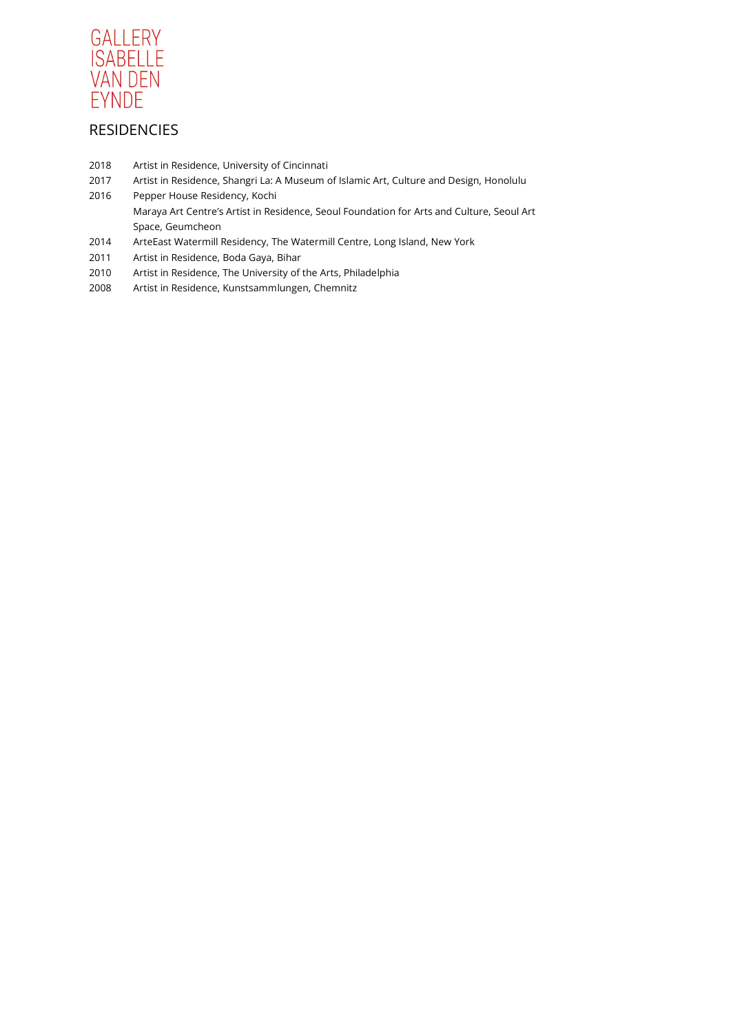GALLERY
ISABELLE
VAN DEN
EYNDE

## RESIDENCIES

| | |
|---|---|
| 2018 | Artist in Residence, University of Cincinnati |
| 2017 | Artist in Residence, Shangri La: A Museum of Islamic Art, Culture and Design, Honolulu |
| 2016 | Pepper House Residency, Kochi |
| | Maraya Art Centre's Artist in Residence, Seoul Foundation for Arts and Culture, Seoul Art Space, Geumcheon |
| 2014 | ArteEast Watermill Residency, The Watermill Centre, Long Island, New York |
| 2011 | Artist in Residence, Boda Gaya, Bihar |
| 2010 | Artist in Residence, The University of the Arts, Philadelphia |
| 2008 | Artist in Residence, Kunstsammlungen, Chemnitz |